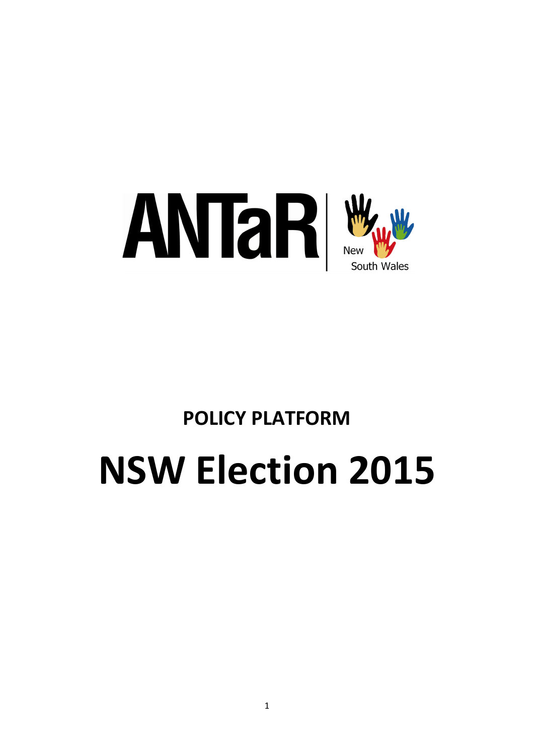ANTaR | New South Wales

**POLICY PLATFORM**

# NSW Election 2015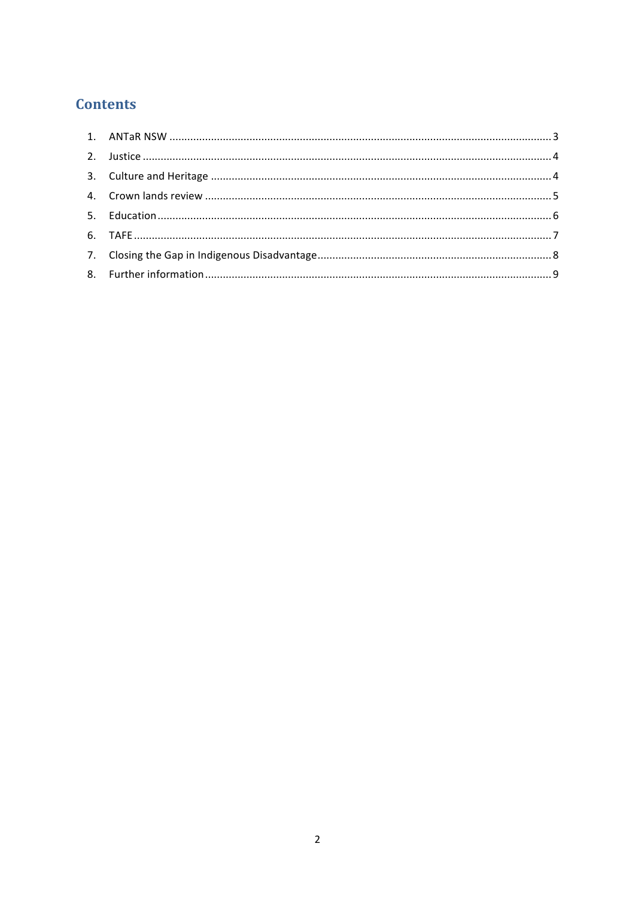## Contents

1. ANTaR NSW ........................................................................................................ 3
2. Justice ............................................................................................................... 4
3. Culture and Heritage ......................................................................................... 4
4. Crown lands review ........................................................................................... 5
5. Education ........................................................................................................... 6
6. TAFE .................................................................................................................. 7
7. Closing the Gap in Indigenous Disadvantage ...................................................... 8
8. Further information ............................................................................................. 9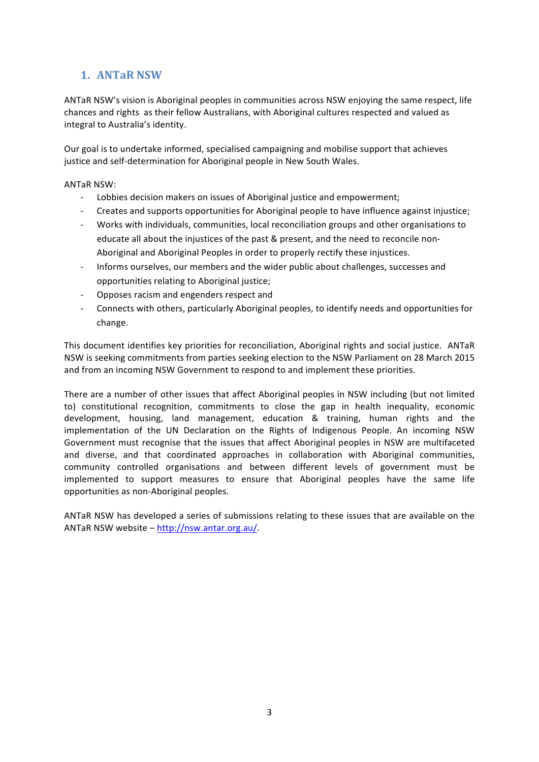## 1. ANTaR NSW

ANTaR NSW's vision is Aboriginal peoples in communities across NSW enjoying the same respect, life chances and rights as their fellow Australians, with Aboriginal cultures respected and valued as integral to Australia's identity.

Our goal is to undertake informed, specialised campaigning and mobilise support that achieves justice and self-determination for Aboriginal people in New South Wales.

ANTaR NSW:

- Lobbies decision makers on issues of Aboriginal justice and empowerment;
- Creates and supports opportunities for Aboriginal people to have influence against injustice;
- Works with individuals, communities, local reconciliation groups and other organisations to educate all about the injustices of the past & present, and the need to reconcile non-Aboriginal and Aboriginal Peoples in order to properly rectify these injustices.
- Informs ourselves, our members and the wider public about challenges, successes and opportunities relating to Aboriginal justice;
- Opposes racism and engenders respect and
- Connects with others, particularly Aboriginal peoples, to identify needs and opportunities for change.

This document identifies key priorities for reconciliation, Aboriginal rights and social justice. ANTaR NSW is seeking commitments from parties seeking election to the NSW Parliament on 28 March 2015 and from an incoming NSW Government to respond to and implement these priorities.

There are a number of other issues that affect Aboriginal peoples in NSW including (but not limited to) constitutional recognition, commitments to close the gap in health inequality, economic development, housing, land management, education & training, human rights and the implementation of the UN Declaration on the Rights of Indigenous People. An incoming NSW Government must recognise that the issues that affect Aboriginal peoples in NSW are multifaceted and diverse, and that coordinated approaches in collaboration with Aboriginal communities, community controlled organisations and between different levels of government must be implemented to support measures to ensure that Aboriginal peoples have the same life opportunities as non-Aboriginal peoples.

ANTaR NSW has developed a series of submissions relating to these issues that are available on the ANTaR NSW website – http://nsw.antar.org.au/.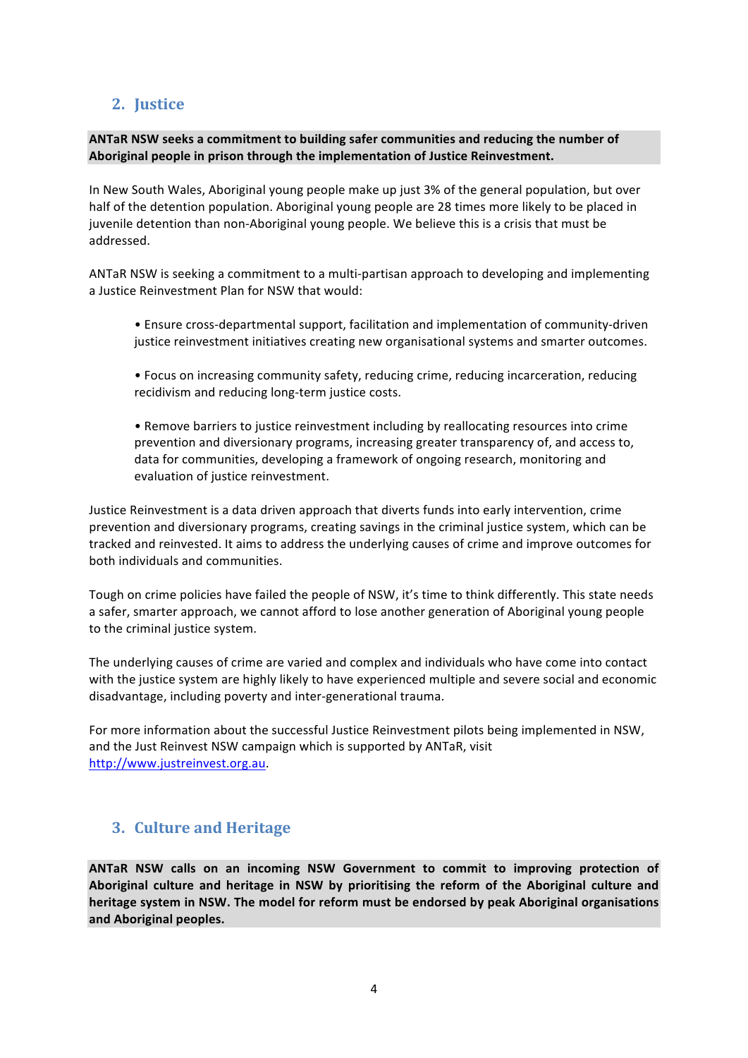## 2. Justice

**ANTaR NSW seeks a commitment to building safer communities and reducing the number of Aboriginal people in prison through the implementation of Justice Reinvestment.**

In New South Wales, Aboriginal young people make up just 3% of the general population, but over half of the detention population. Aboriginal young people are 28 times more likely to be placed in juvenile detention than non-Aboriginal young people. We believe this is a crisis that must be addressed.

ANTaR NSW is seeking a commitment to a multi-partisan approach to developing and implementing a Justice Reinvestment Plan for NSW that would:

- Ensure cross-departmental support, facilitation and implementation of community-driven justice reinvestment initiatives creating new organisational systems and smarter outcomes.
- Focus on increasing community safety, reducing crime, reducing incarceration, reducing recidivism and reducing long-term justice costs.
- Remove barriers to justice reinvestment including by reallocating resources into crime prevention and diversionary programs, increasing greater transparency of, and access to, data for communities, developing a framework of ongoing research, monitoring and evaluation of justice reinvestment.

Justice Reinvestment is a data driven approach that diverts funds into early intervention, crime prevention and diversionary programs, creating savings in the criminal justice system, which can be tracked and reinvested. It aims to address the underlying causes of crime and improve outcomes for both individuals and communities.

Tough on crime policies have failed the people of NSW, it's time to think differently. This state needs a safer, smarter approach, we cannot afford to lose another generation of Aboriginal young people to the criminal justice system.

The underlying causes of crime are varied and complex and individuals who have come into contact with the justice system are highly likely to have experienced multiple and severe social and economic disadvantage, including poverty and inter-generational trauma.

For more information about the successful Justice Reinvestment pilots being implemented in NSW, and the Just Reinvest NSW campaign which is supported by ANTaR, visit [http://www.justreinvest.org.au](http://www.justreinvest.org.au).

## 3. Culture and Heritage

**ANTaR NSW calls on an incoming NSW Government to commit to improving protection of Aboriginal culture and heritage in NSW by prioritising the reform of the Aboriginal culture and heritage system in NSW. The model for reform must be endorsed by peak Aboriginal organisations and Aboriginal peoples.**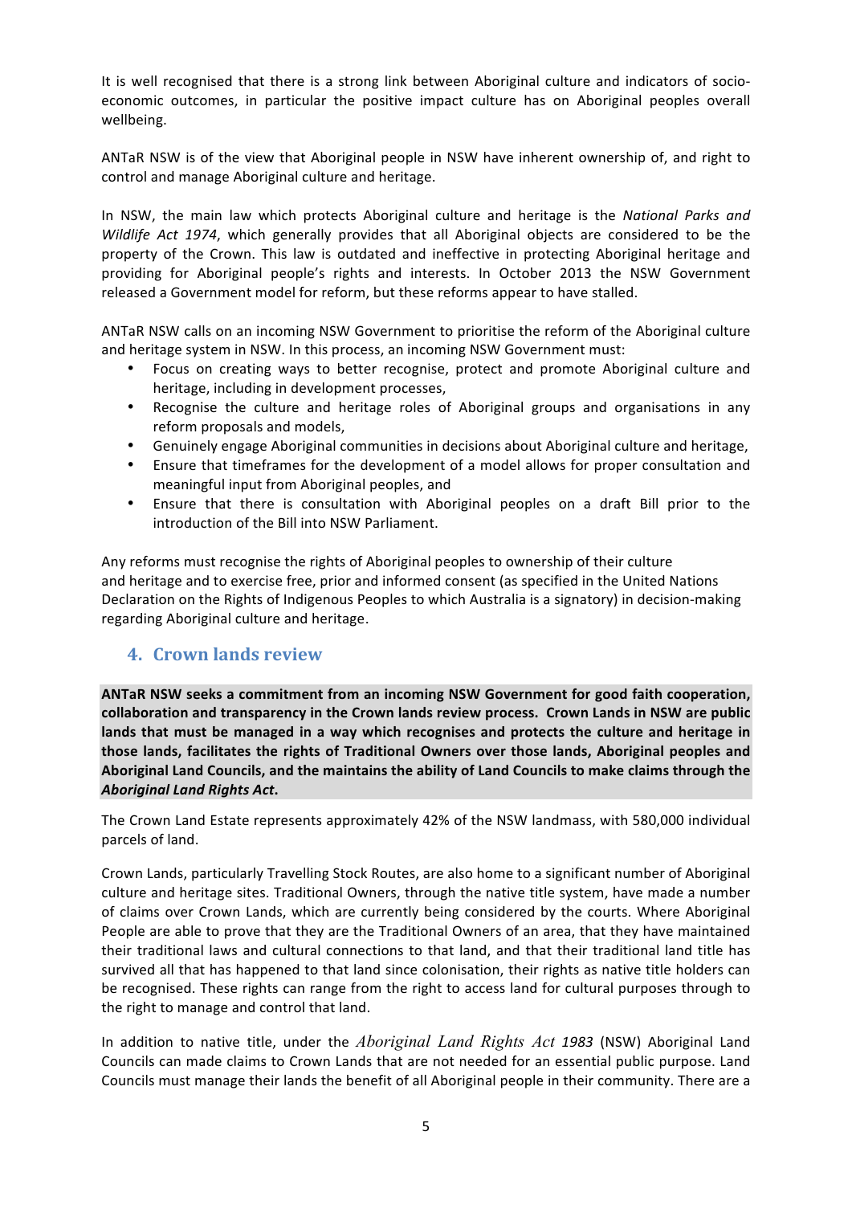It is well recognised that there is a strong link between Aboriginal culture and indicators of socio-economic outcomes, in particular the positive impact culture has on Aboriginal peoples overall wellbeing.

ANTaR NSW is of the view that Aboriginal people in NSW have inherent ownership of, and right to control and manage Aboriginal culture and heritage.

In NSW, the main law which protects Aboriginal culture and heritage is the *National Parks and Wildlife Act 1974*, which generally provides that all Aboriginal objects are considered to be the property of the Crown. This law is outdated and ineffective in protecting Aboriginal heritage and providing for Aboriginal people's rights and interests. In October 2013 the NSW Government released a Government model for reform, but these reforms appear to have stalled.

ANTaR NSW calls on an incoming NSW Government to prioritise the reform of the Aboriginal culture and heritage system in NSW. In this process, an incoming NSW Government must:

- Focus on creating ways to better recognise, protect and promote Aboriginal culture and heritage, including in development processes,
- Recognise the culture and heritage roles of Aboriginal groups and organisations in any reform proposals and models,
- Genuinely engage Aboriginal communities in decisions about Aboriginal culture and heritage,
- Ensure that timeframes for the development of a model allows for proper consultation and meaningful input from Aboriginal peoples, and
- Ensure that there is consultation with Aboriginal peoples on a draft Bill prior to the introduction of the Bill into NSW Parliament.

Any reforms must recognise the rights of Aboriginal peoples to ownership of their culture and heritage and to exercise free, prior and informed consent (as specified in the United Nations Declaration on the Rights of Indigenous Peoples to which Australia is a signatory) in decision-making regarding Aboriginal culture and heritage.

## 4. Crown lands review

**ANTaR NSW seeks a commitment from an incoming NSW Government for good faith cooperation, collaboration and transparency in the Crown lands review process. Crown Lands in NSW are public lands that must be managed in a way which recognises and protects the culture and heritage in those lands, facilitates the rights of Traditional Owners over those lands, Aboriginal peoples and Aboriginal Land Councils, and the maintains the ability of Land Councils to make claims through the *Aboriginal Land Rights Act*.**

The Crown Land Estate represents approximately 42% of the NSW landmass, with 580,000 individual parcels of land.

Crown Lands, particularly Travelling Stock Routes, are also home to a significant number of Aboriginal culture and heritage sites. Traditional Owners, through the native title system, have made a number of claims over Crown Lands, which are currently being considered by the courts. Where Aboriginal People are able to prove that they are the Traditional Owners of an area, that they have maintained their traditional laws and cultural connections to that land, and that their traditional land title has survived all that has happened to that land since colonisation, their rights as native title holders can be recognised. These rights can range from the right to access land for cultural purposes through to the right to manage and control that land.

In addition to native title, under the *Aboriginal Land Rights Act 1983* (NSW) Aboriginal Land Councils can made claims to Crown Lands that are not needed for an essential public purpose. Land Councils must manage their lands the benefit of all Aboriginal people in their community. There are a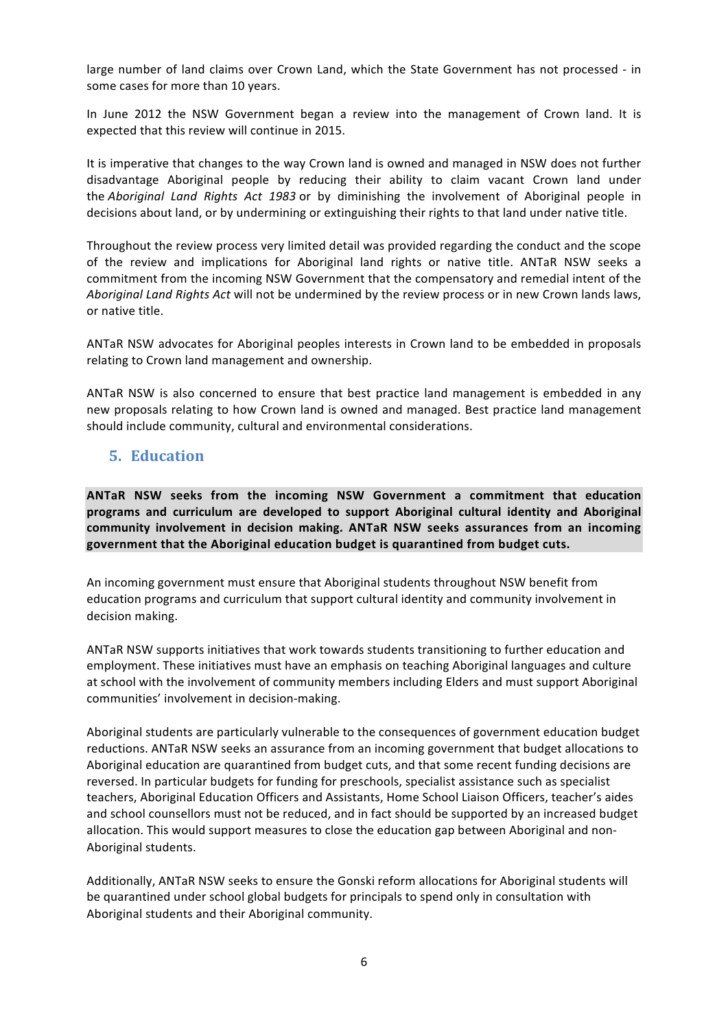large number of land claims over Crown Land, which the State Government has not processed - in some cases for more than 10 years.

In June 2012 the NSW Government began a review into the management of Crown land. It is expected that this review will continue in 2015.

It is imperative that changes to the way Crown land is owned and managed in NSW does not further disadvantage Aboriginal people by reducing their ability to claim vacant Crown land under the *Aboriginal Land Rights Act 1983* or by diminishing the involvement of Aboriginal people in decisions about land, or by undermining or extinguishing their rights to that land under native title.

Throughout the review process very limited detail was provided regarding the conduct and the scope of the review and implications for Aboriginal land rights or native title. ANTaR NSW seeks a commitment from the incoming NSW Government that the compensatory and remedial intent of the *Aboriginal Land Rights Act* will not be undermined by the review process or in new Crown lands laws, or native title.

ANTaR NSW advocates for Aboriginal peoples interests in Crown land to be embedded in proposals relating to Crown land management and ownership.

ANTaR NSW is also concerned to ensure that best practice land management is embedded in any new proposals relating to how Crown land is owned and managed. Best practice land management should include community, cultural and environmental considerations.

## 5. Education

**ANTaR NSW seeks from the incoming NSW Government a commitment that education programs and curriculum are developed to support Aboriginal cultural identity and Aboriginal community involvement in decision making. ANTaR NSW seeks assurances from an incoming government that the Aboriginal education budget is quarantined from budget cuts.**

An incoming government must ensure that Aboriginal students throughout NSW benefit from education programs and curriculum that support cultural identity and community involvement in decision making.

ANTaR NSW supports initiatives that work towards students transitioning to further education and employment. These initiatives must have an emphasis on teaching Aboriginal languages and culture at school with the involvement of community members including Elders and must support Aboriginal communities' involvement in decision-making.

Aboriginal students are particularly vulnerable to the consequences of government education budget reductions. ANTaR NSW seeks an assurance from an incoming government that budget allocations to Aboriginal education are quarantined from budget cuts, and that some recent funding decisions are reversed. In particular budgets for funding for preschools, specialist assistance such as specialist teachers, Aboriginal Education Officers and Assistants, Home School Liaison Officers, teacher's aides and school counsellors must not be reduced, and in fact should be supported by an increased budget allocation. This would support measures to close the education gap between Aboriginal and non-Aboriginal students.

Additionally, ANTaR NSW seeks to ensure the Gonski reform allocations for Aboriginal students will be quarantined under school global budgets for principals to spend only in consultation with Aboriginal students and their Aboriginal community.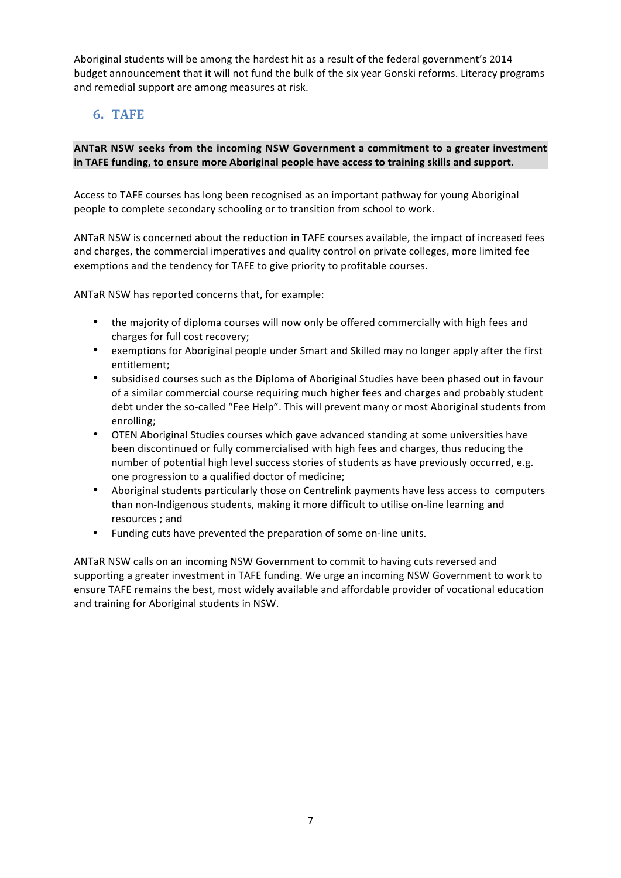Aboriginal students will be among the hardest hit as a result of the federal government's 2014 budget announcement that it will not fund the bulk of the six year Gonski reforms. Literacy programs and remedial support are among measures at risk.

## 6. TAFE

**ANTaR NSW seeks from the incoming NSW Government a commitment to a greater investment in TAFE funding, to ensure more Aboriginal people have access to training skills and support.**

Access to TAFE courses has long been recognised as an important pathway for young Aboriginal people to complete secondary schooling or to transition from school to work.

ANTaR NSW is concerned about the reduction in TAFE courses available, the impact of increased fees and charges, the commercial imperatives and quality control on private colleges, more limited fee exemptions and the tendency for TAFE to give priority to profitable courses.

ANTaR NSW has reported concerns that, for example:

- the majority of diploma courses will now only be offered commercially with high fees and charges for full cost recovery;
- exemptions for Aboriginal people under Smart and Skilled may no longer apply after the first entitlement;
- subsidised courses such as the Diploma of Aboriginal Studies have been phased out in favour of a similar commercial course requiring much higher fees and charges and probably student debt under the so-called "Fee Help". This will prevent many or most Aboriginal students from enrolling;
- OTEN Aboriginal Studies courses which gave advanced standing at some universities have been discontinued or fully commercialised with high fees and charges, thus reducing the number of potential high level success stories of students as have previously occurred, e.g. one progression to a qualified doctor of medicine;
- Aboriginal students particularly those on Centrelink payments have less access to computers than non-Indigenous students, making it more difficult to utilise on-line learning and resources ; and
- Funding cuts have prevented the preparation of some on-line units.

ANTaR NSW calls on an incoming NSW Government to commit to having cuts reversed and supporting a greater investment in TAFE funding. We urge an incoming NSW Government to work to ensure TAFE remains the best, most widely available and affordable provider of vocational education and training for Aboriginal students in NSW.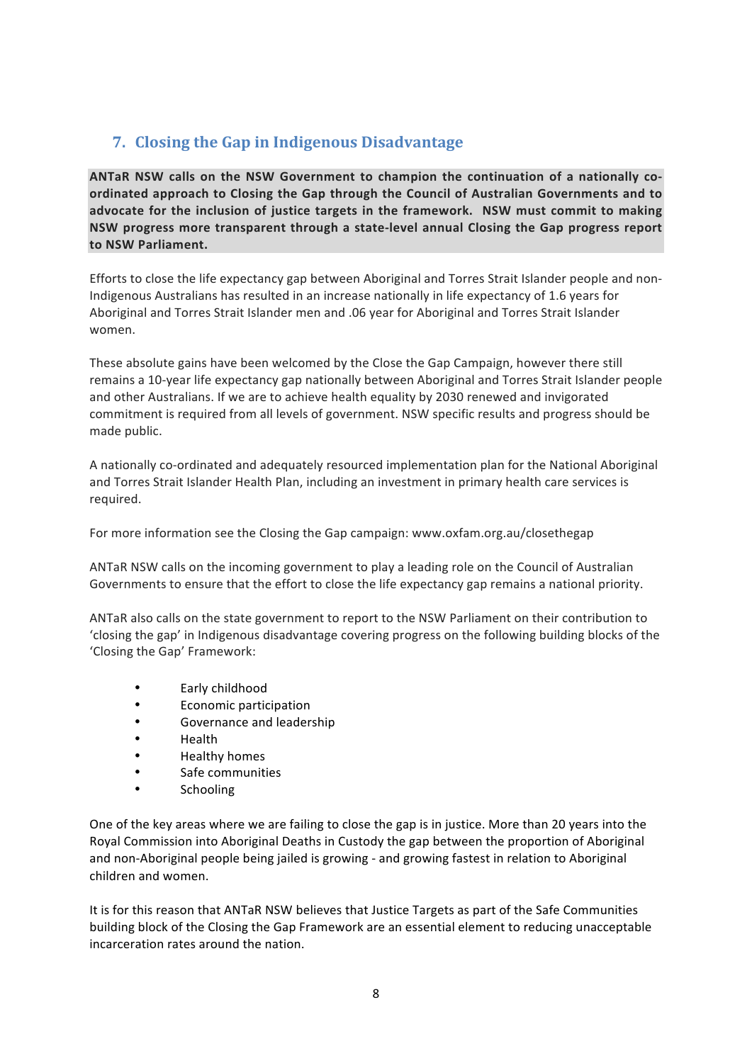## 7. Closing the Gap in Indigenous Disadvantage

**ANTaR NSW calls on the NSW Government to champion the continuation of a nationally co-ordinated approach to Closing the Gap through the Council of Australian Governments and to advocate for the inclusion of justice targets in the framework. NSW must commit to making NSW progress more transparent through a state-level annual Closing the Gap progress report to NSW Parliament.**

Efforts to close the life expectancy gap between Aboriginal and Torres Strait Islander people and non-Indigenous Australians has resulted in an increase nationally in life expectancy of 1.6 years for Aboriginal and Torres Strait Islander men and .06 year for Aboriginal and Torres Strait Islander women.

These absolute gains have been welcomed by the Close the Gap Campaign, however there still remains a 10-year life expectancy gap nationally between Aboriginal and Torres Strait Islander people and other Australians. If we are to achieve health equality by 2030 renewed and invigorated commitment is required from all levels of government. NSW specific results and progress should be made public.

A nationally co-ordinated and adequately resourced implementation plan for the National Aboriginal and Torres Strait Islander Health Plan, including an investment in primary health care services is required.

For more information see the Closing the Gap campaign: www.oxfam.org.au/closethegap

ANTaR NSW calls on the incoming government to play a leading role on the Council of Australian Governments to ensure that the effort to close the life expectancy gap remains a national priority.

ANTaR also calls on the state government to report to the NSW Parliament on their contribution to 'closing the gap' in Indigenous disadvantage covering progress on the following building blocks of the 'Closing the Gap' Framework:

- Early childhood
- Economic participation
- Governance and leadership
- Health
- Healthy homes
- Safe communities
- Schooling

One of the key areas where we are failing to close the gap is in justice. More than 20 years into the Royal Commission into Aboriginal Deaths in Custody the gap between the proportion of Aboriginal and non-Aboriginal people being jailed is growing - and growing fastest in relation to Aboriginal children and women.

It is for this reason that ANTaR NSW believes that Justice Targets as part of the Safe Communities building block of the Closing the Gap Framework are an essential element to reducing unacceptable incarceration rates around the nation.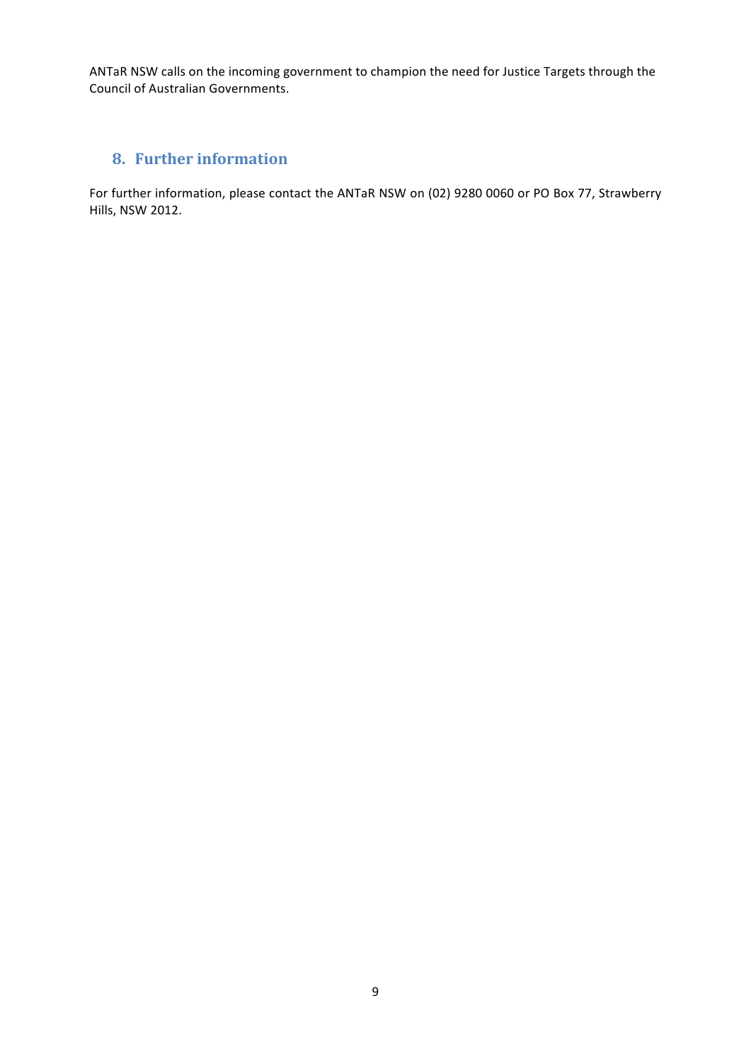ANTaR NSW calls on the incoming government to champion the need for Justice Targets through the Council of Australian Governments.

## 8. Further information

For further information, please contact the ANTaR NSW on (02) 9280 0060 or PO Box 77, Strawberry Hills, NSW 2012.